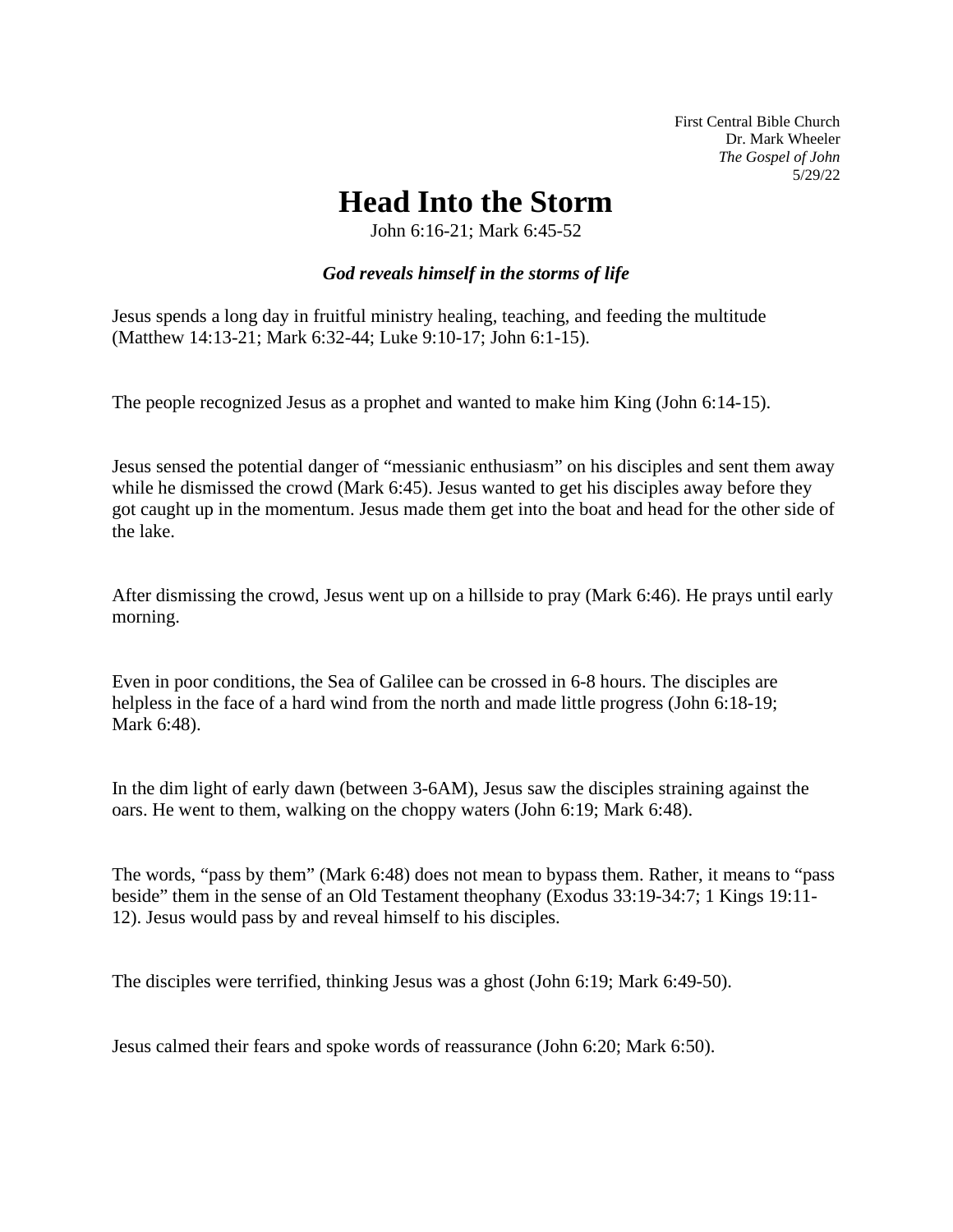First Central Bible Church
Dr. Mark Wheeler
*The Gospel of John*
5/29/22

# Head Into the Storm

John 6:16-21; Mark 6:45-52

***God reveals himself in the storms of life***

Jesus spends a long day in fruitful ministry healing, teaching, and feeding the multitude (Matthew 14:13-21; Mark 6:32-44; Luke 9:10-17; John 6:1-15).

The people recognized Jesus as a prophet and wanted to make him King (John 6:14-15).

Jesus sensed the potential danger of "messianic enthusiasm" on his disciples and sent them away while he dismissed the crowd (Mark 6:45). Jesus wanted to get his disciples away before they got caught up in the momentum. Jesus made them get into the boat and head for the other side of the lake.

After dismissing the crowd, Jesus went up on a hillside to pray (Mark 6:46). He prays until early morning.

Even in poor conditions, the Sea of Galilee can be crossed in 6-8 hours. The disciples are helpless in the face of a hard wind from the north and made little progress (John 6:18-19; Mark 6:48).

In the dim light of early dawn (between 3-6AM), Jesus saw the disciples straining against the oars. He went to them, walking on the choppy waters (John 6:19; Mark 6:48).

The words, "pass by them" (Mark 6:48) does not mean to bypass them. Rather, it means to "pass beside" them in the sense of an Old Testament theophany (Exodus 33:19-34:7; 1 Kings 19:11-12). Jesus would pass by and reveal himself to his disciples.

The disciples were terrified, thinking Jesus was a ghost (John 6:19; Mark 6:49-50).

Jesus calmed their fears and spoke words of reassurance (John 6:20; Mark 6:50).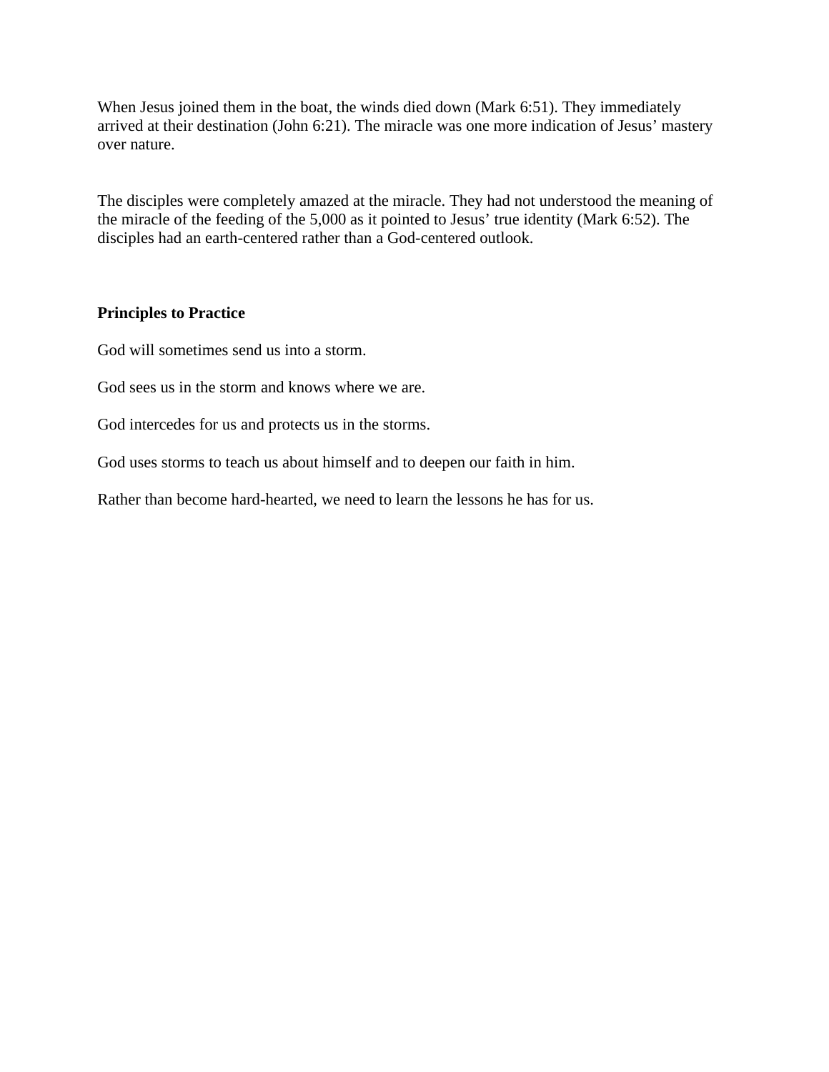When Jesus joined them in the boat, the winds died down (Mark 6:51). They immediately arrived at their destination (John 6:21). The miracle was one more indication of Jesus' mastery over nature.

The disciples were completely amazed at the miracle. They had not understood the meaning of the miracle of the feeding of the 5,000 as it pointed to Jesus' true identity (Mark 6:52). The disciples had an earth-centered rather than a God-centered outlook.

**Principles to Practice**

God will sometimes send us into a storm.

God sees us in the storm and knows where we are.

God intercedes for us and protects us in the storms.

God uses storms to teach us about himself and to deepen our faith in him.

Rather than become hard-hearted, we need to learn the lessons he has for us.